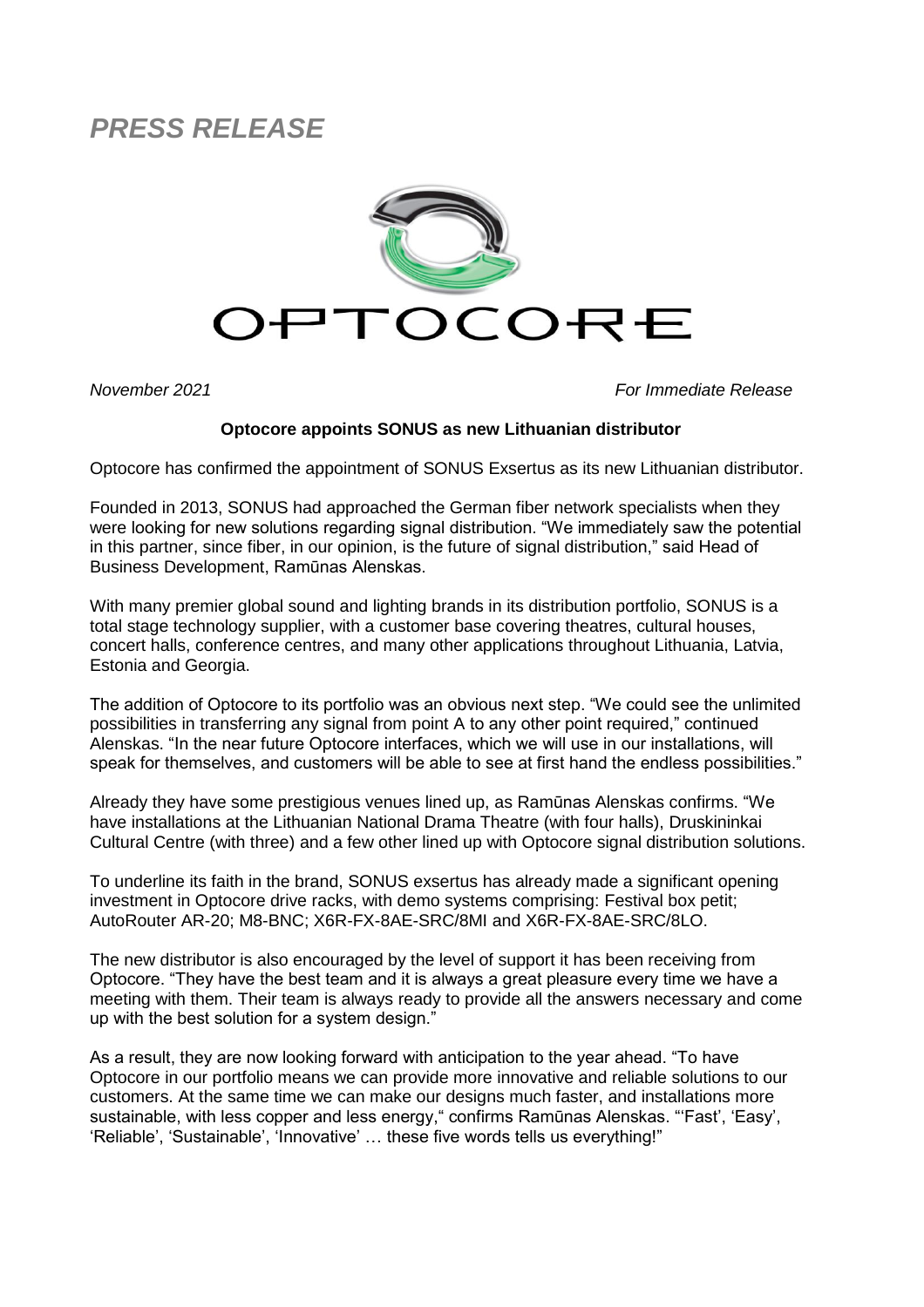# *PRESS RELEASE*

OPTOCORE

*November 2021* *For Immediate Release*

**Optocore appoints SONUS as new Lithuanian distributor**

Optocore has confirmed the appointment of SONUS Exsertus as its new Lithuanian distributor.

Founded in 2013, SONUS had approached the German fiber network specialists when they were looking for new solutions regarding signal distribution. "We immediately saw the potential in this partner, since fiber, in our opinion, is the future of signal distribution," said Head of Business Development, Ramūnas Alenskas.

With many premier global sound and lighting brands in its distribution portfolio, SONUS is a total stage technology supplier, with a customer base covering theatres, cultural houses, concert halls, conference centres, and many other applications throughout Lithuania, Latvia, Estonia and Georgia.

The addition of Optocore to its portfolio was an obvious next step. "We could see the unlimited possibilities in transferring any signal from point A to any other point required," continued Alenskas. "In the near future Optocore interfaces, which we will use in our installations, will speak for themselves, and customers will be able to see at first hand the endless possibilities."

Already they have some prestigious venues lined up, as Ramūnas Alenskas confirms. "We have installations at the Lithuanian National Drama Theatre (with four halls), Druskininkai Cultural Centre (with three) and a few other lined up with Optocore signal distribution solutions.

To underline its faith in the brand, SONUS exsertus has already made a significant opening investment in Optocore drive racks, with demo systems comprising: Festival box petit; AutoRouter AR-20; M8-BNC; X6R-FX-8AE-SRC/8MI and X6R-FX-8AE-SRC/8LO.

The new distributor is also encouraged by the level of support it has been receiving from Optocore. "They have the best team and it is always a great pleasure every time we have a meeting with them. Their team is always ready to provide all the answers necessary and come up with the best solution for a system design."

As a result, they are now looking forward with anticipation to the year ahead. "To have Optocore in our portfolio means we can provide more innovative and reliable solutions to our customers. At the same time we can make our designs much faster, and installations more sustainable, with less copper and less energy," confirms Ramūnas Alenskas. "'Fast', 'Easy', 'Reliable', 'Sustainable', 'Innovative' … these five words tells us everything!"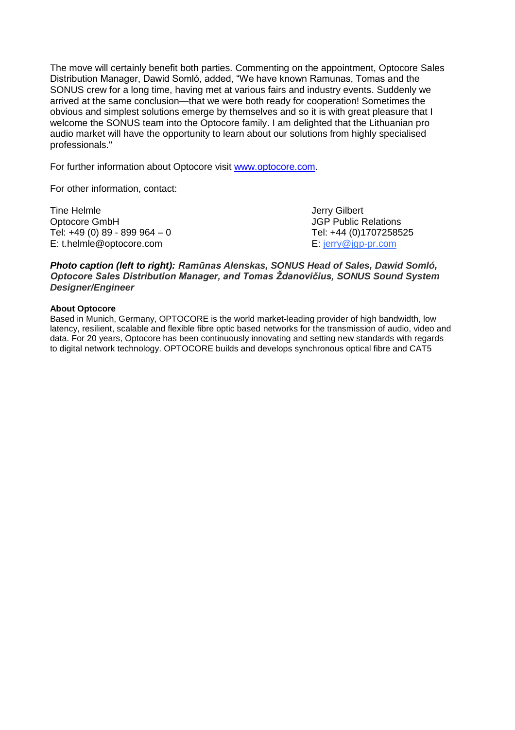The move will certainly benefit both parties. Commenting on the appointment, Optocore Sales Distribution Manager, Dawid Somló, added, "We have known Ramunas, Tomas and the SONUS crew for a long time, having met at various fairs and industry events. Suddenly we arrived at the same conclusion—that we were both ready for cooperation! Sometimes the obvious and simplest solutions emerge by themselves and so it is with great pleasure that I welcome the SONUS team into the Optocore family. I am delighted that the Lithuanian pro audio market will have the opportunity to learn about our solutions from highly specialised professionals."

For further information about Optocore visit [www.optocore.com](http://www.optocore.com).

For other information, contact:

Tine Helmle
Optocore GmbH
Tel: +49 (0) 89 - 899 964 – 0
E: t.helmle@optocore.com

Jerry Gilbert
JGP Public Relations
Tel: +44 (0)1707258525
E: [jerry@jgp-pr.com](mailto:jerry@jgp-pr.com)

***Photo caption (left to right): Ramūnas Alenskas, SONUS Head of Sales, Dawid Somló, Optocore Sales Distribution Manager, and Tomas Ždanovičius, SONUS Sound System Designer/Engineer***

**About Optocore**

Based in Munich, Germany, OPTOCORE is the world market-leading provider of high bandwidth, low latency, resilient, scalable and flexible fibre optic based networks for the transmission of audio, video and data. For 20 years, Optocore has been continuously innovating and setting new standards with regards to digital network technology. OPTOCORE builds and develops synchronous optical fibre and CAT5